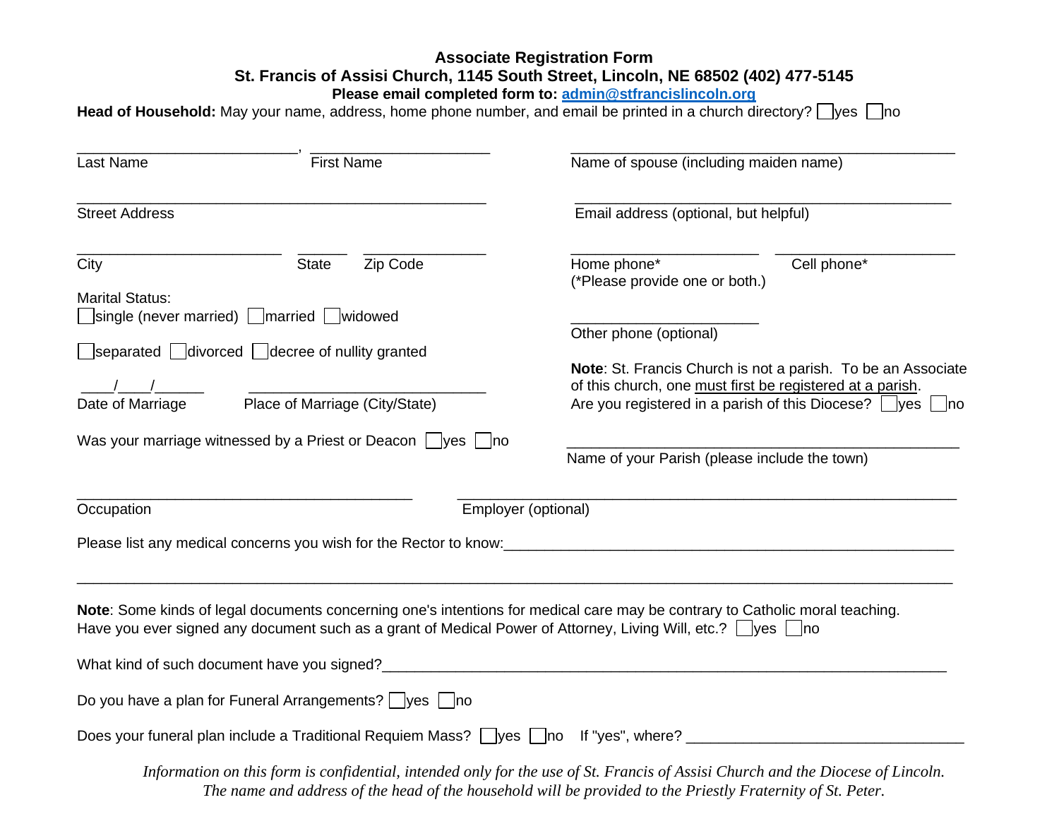**Associate Registration Form**
**St. Francis of Assisi Church, 1145 South Street, Lincoln, NE 68502 (402) 477-5145**
**Please email completed form to: admin@stfrancislincoln.org**

**Head of Household:** May your name, address, home phone number, and email be printed in a church directory? ☐ yes ☐ no

___________________________, ______________________
Last Name First Name

_______________________________________________
Name of spouse (including maiden name)

_______________________________________________
Street Address

_______________________________________________
Email address (optional, but helpful)

_________________________ ______ _______________
City State Zip Code

_______________________ ______________________
Home phone* Cell phone*
(*Please provide one or both.)

_______________________
Other phone (optional)

Marital Status:
☐ single (never married) ☐ married ☐ widowed
☐ separated ☐ divorced ☐ decree of nullity granted

____/____/______ ______________________________
Date of Marriage Place of Marriage (City/State)

Was your marriage witnessed by a Priest or Deacon ☐ yes ☐ no

**Note**: St. Francis Church is not a parish. To be an Associate of this church, one must first be registered at a parish.
Are you registered in a parish of this Diocese? ☐ yes ☐ no

_______________________________________________
Name of your Parish (please include the town)

_________________________________________ _______________________________________________
Occupation Employer (optional)

Please list any medical concerns you wish for the Rector to know:_______________________________________________

_______________________________________________________________________________________

**Note**: Some kinds of legal documents concerning one's intentions for medical care may be contrary to Catholic moral teaching.
Have you ever signed any document such as a grant of Medical Power of Attorney, Living Will, etc.? ☐ yes ☐ no

What kind of such document have you signed?_______________________________________________

Do you have a plan for Funeral Arrangements? ☐ yes ☐ no

Does your funeral plan include a Traditional Requiem Mass? ☐ yes ☐ no If "yes", where? ______________________

*Information on this form is confidential, intended only for the use of St. Francis of Assisi Church and the Diocese of Lincoln.*
*The name and address of the head of the household will be provided to the Priestly Fraternity of St. Peter.*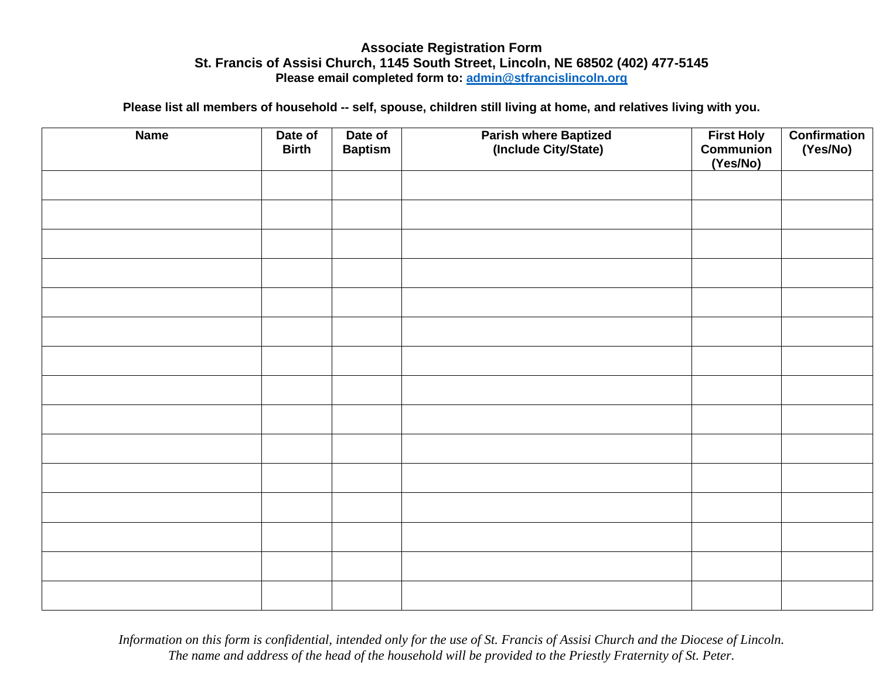**Associate Registration Form**

**St. Francis of Assisi Church, 1145 South Street, Lincoln, NE 68502 (402) 477-5145**

**Please email completed form to: admin@stfrancislincoln.org**

**Please list all members of household -- self, spouse, children still living at home, and relatives living with you.**

| Name | Date of Birth | Date of Baptism | Parish where Baptized (Include City/State) | First Holy Communion (Yes/No) | Confirmation (Yes/No) |
|---|---|---|---|---|---|
| | | | | | |
| | | | | | |
| | | | | | |
| | | | | | |
| | | | | | |
| | | | | | |
| | | | | | |
| | | | | | |
| | | | | | |
| | | | | | |
| | | | | | |
| | | | | | |
| | | | | | |
| | | | | | |
| | | | | | |

*Information on this form is confidential, intended only for the use of St. Francis of Assisi Church and the Diocese of Lincoln. The name and address of the head of the household will be provided to the Priestly Fraternity of St. Peter.*